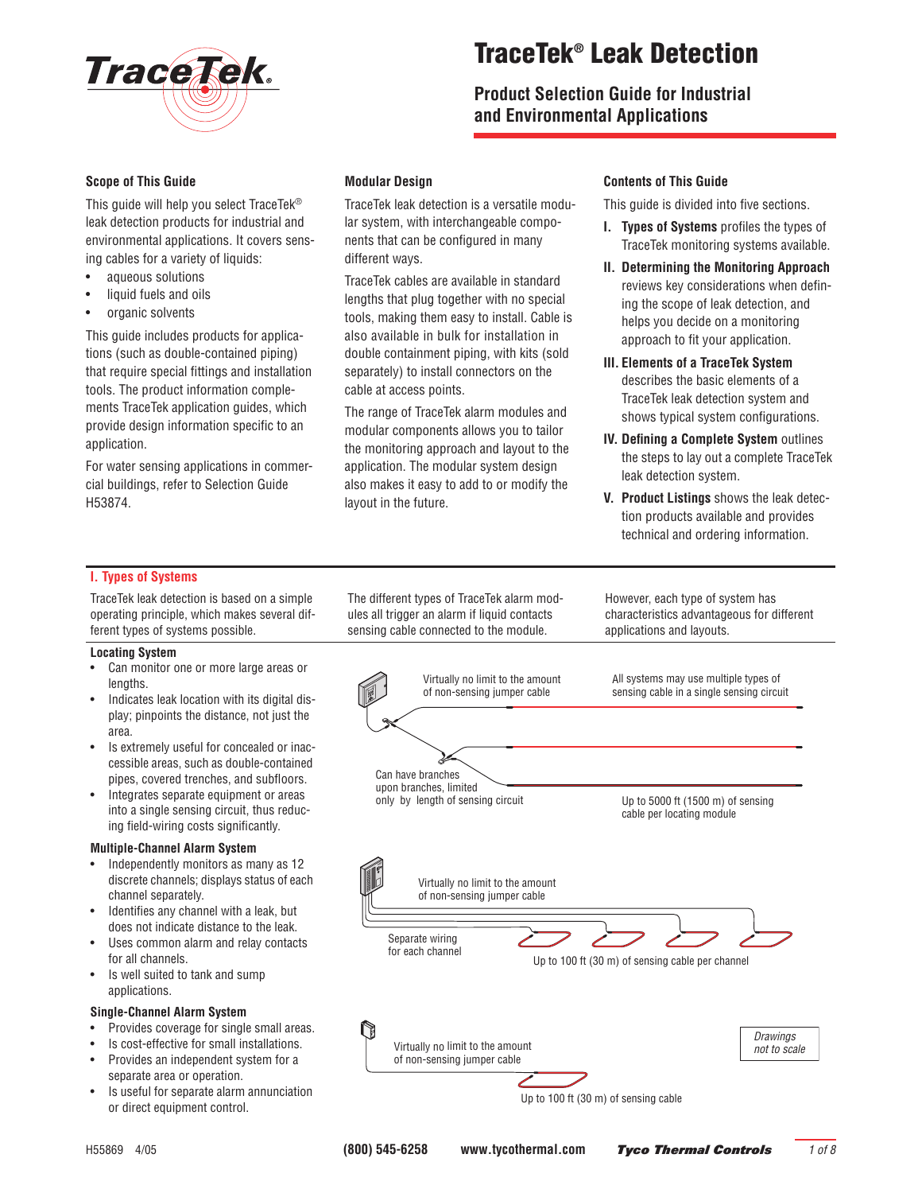# TraceTek® Leak Detection

## Product Selection Guide for Industrial and Environmental Applications

### Scope of This Guide

This guide will help you select TraceTek® leak detection products for industrial and environmental applications. It covers sensing cables for a variety of liquids:

- aqueous solutions
- liquid fuels and oils
- organic solvents

This guide includes products for applications (such as double-contained piping) that require special fittings and installation tools. The product information complements TraceTek application guides, which provide design information specific to an application.

For water sensing applications in commercial buildings, refer to Selection Guide H53874.

### Modular Design

TraceTek leak detection is a versatile modular system, with interchangeable components that can be configured in many different ways.

TraceTek cables are available in standard lengths that plug together with no special tools, making them easy to install. Cable is also available in bulk for installation in double containment piping, with kits (sold separately) to install connectors on the cable at access points.

The range of TraceTek alarm modules and modular components allows you to tailor the monitoring approach and layout to the application. The modular system design also makes it easy to add to or modify the layout in the future.

### Contents of This Guide

This guide is divided into five sections.

- **I. Types of Systems** profiles the types of TraceTek monitoring systems available.
- **II. Determining the Monitoring Approach** reviews key considerations when defining the scope of leak detection, and helps you decide on a monitoring approach to fit your application.
- **III. Elements of a TraceTek System** describes the basic elements of a TraceTek leak detection system and shows typical system configurations.
- **IV. Defining a Complete System** outlines the steps to lay out a complete TraceTek leak detection system.
- **V. Product Listings** shows the leak detection products available and provides technical and ordering information.

## I. Types of Systems

TraceTek leak detection is based on a simple operating principle, which makes several different types of systems possible.

The different types of TraceTek alarm modules all trigger an alarm if liquid contacts sensing cable connected to the module.

However, each type of system has characteristics advantageous for different applications and layouts.

### Locating System

- Can monitor one or more large areas or lengths.
- Indicates leak location with its digital display; pinpoints the distance, not just the area.
- Is extremely useful for concealed or inaccessible areas, such as double-contained pipes, covered trenches, and subfloors.
- Integrates separate equipment or areas into a single sensing circuit, thus reducing field-wiring costs significantly.

Virtually no limit to the amount of non-sensing jumper cable

All systems may use multiple types of sensing cable in a single sensing circuit

Can have branches upon branches, limited only by length of sensing circuit

Up to 5000 ft (1500 m) of sensing cable per locating module

### Multiple-Channel Alarm System

- Independently monitors as many as 12 discrete channels; displays status of each channel separately.
- Identifies any channel with a leak, but does not indicate distance to the leak.
- Uses common alarm and relay contacts for all channels.
- Is well suited to tank and sump applications.

Virtually no limit to the amount of non-sensing jumper cable

Separate wiring for each channel

Up to 100 ft (30 m) of sensing cable per channel

### Single-Channel Alarm System

- Provides coverage for single small areas.
- Is cost-effective for small installations.
- Provides an independent system for a separate area or operation.
- Is useful for separate alarm annunciation or direct equipment control.

Virtually no limit to the amount of non-sensing jumper cable

Up to 100 ft (30 m) of sensing cable

*Drawings not to scale*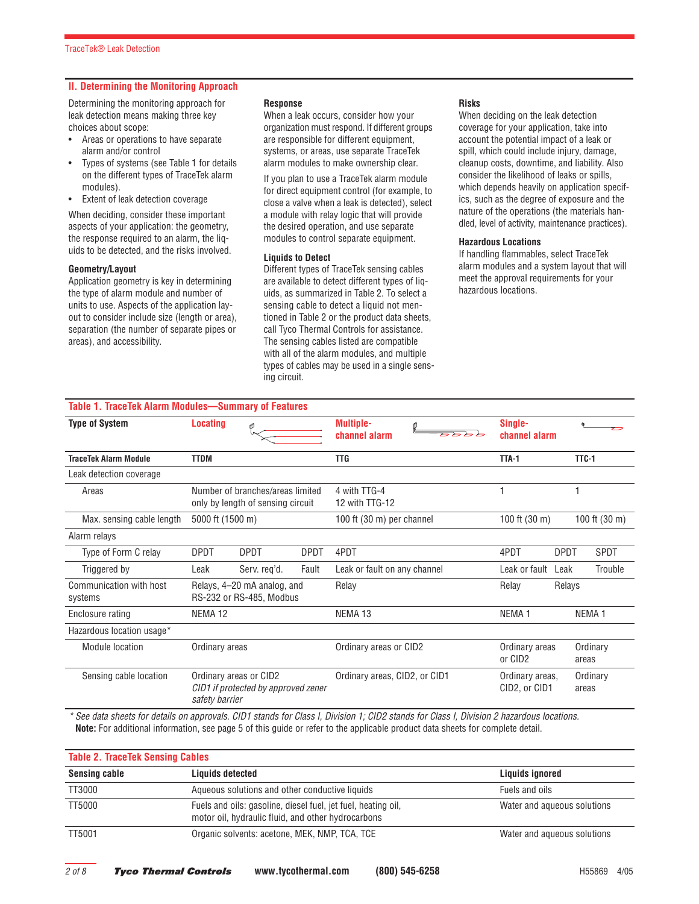## II. Determining the Monitoring Approach

Determining the monitoring approach for leak detection means making three key choices about scope:

- Areas or operations to have separate alarm and/or control
- Types of systems (see Table 1 for details on the different types of TraceTek alarm modules).
- Extent of leak detection coverage

When deciding, consider these important aspects of your application: the geometry, the response required to an alarm, the liquids to be detected, and the risks involved.

### Geometry/Layout

Application geometry is key in determining the type of alarm module and number of units to use. Aspects of the application layout to consider include size (length or area), separation (the number of separate pipes or areas), and accessibility.

### Response

When a leak occurs, consider how your organization must respond. If different groups are responsible for different equipment, systems, or areas, use separate TraceTek alarm modules to make ownership clear.

If you plan to use a TraceTek alarm module for direct equipment control (for example, to close a valve when a leak is detected), select a module with relay logic that will provide the desired operation, and use separate modules to control separate equipment.

### Liquids to Detect

Different types of TraceTek sensing cables are available to detect different types of liquids, as summarized in Table 2. To select a sensing cable to detect a liquid not mentioned in Table 2 or the product data sheets, call Tyco Thermal Controls for assistance. The sensing cables listed are compatible with all of the alarm modules, and multiple types of cables may be used in a single sensing circuit.

### Risks

When deciding on the leak detection coverage for your application, take into account the potential impact of a leak or spill, which could include injury, damage, cleanup costs, downtime, and liability. Also consider the likelihood of leaks or spills, which depends heavily on application specifics, such as the degree of exposure and the nature of the operations (the materials handled, level of activity, maintenance practices).

### Hazardous Locations

If handling flammables, select TraceTek alarm modules and a system layout that will meet the approval requirements for your hazardous locations.

**Table 1. TraceTek Alarm Modules—Summary of Features**

| Type of System | Locating | | | Multiple-channel alarm | Single-channel alarm | | |
|---|---|---|---|---|---|---|---|
| **TraceTek Alarm Module** | **TTDM** | | | **TTG** | **TTA-1** | **TTC-1** | |
| Leak detection coverage | | | | | | | |
| Areas | Number of branches/areas limited only by length of sensing circuit | | | 4 with TTG-4<br>12 with TTG-12 | 1 | 1 | |
| Max. sensing cable length | 5000 ft (1500 m) | | | 100 ft (30 m) per channel | 100 ft (30 m) | 100 ft (30 m) | |
| Alarm relays | | | | | | | |
| Type of Form C relay | DPDT | DPDT | DPDT | 4PDT | 4PDT | DPDT | SPDT |
| Triggered by | Leak | Serv. req'd. | Fault | Leak or fault on any channel | Leak or fault | Leak | Trouble |
| Communication with host systems | Relays, 4–20 mA analog, and RS-232 or RS-485, Modbus | | | Relay | Relay | Relays | |
| Enclosure rating | NEMA 12 | | | NEMA 13 | NEMA 1 | NEMA 1 | |
| Hazardous location usage* | | | | | | | |
| Module location | Ordinary areas | | | Ordinary areas or CID2 | Ordinary areas or CID2 | Ordinary areas | |
| Sensing cable location | Ordinary areas or CID2<br>*CID1 if protected by approved zener safety barrier* | | | Ordinary areas, CID2, or CID1 | Ordinary areas, CID2, or CID1 | Ordinary areas | |

\* *See data sheets for details on approvals. CID1 stands for Class I, Division 1; CID2 stands for Class I, Division 2 hazardous locations.*
**Note:** For additional information, see page 5 of this guide or refer to the applicable product data sheets for complete detail.

**Table 2. TraceTek Sensing Cables**

| Sensing cable | Liquids detected | Liquids ignored |
|---|---|---|
| TT3000 | Aqueous solutions and other conductive liquids | Fuels and oils |
| TT5000 | Fuels and oils: gasoline, diesel fuel, jet fuel, heating oil, motor oil, hydraulic fluid, and other hydrocarbons | Water and aqueous solutions |
| TT5001 | Organic solvents: acetone, MEK, NMP, TCA, TCE | Water and aqueous solutions |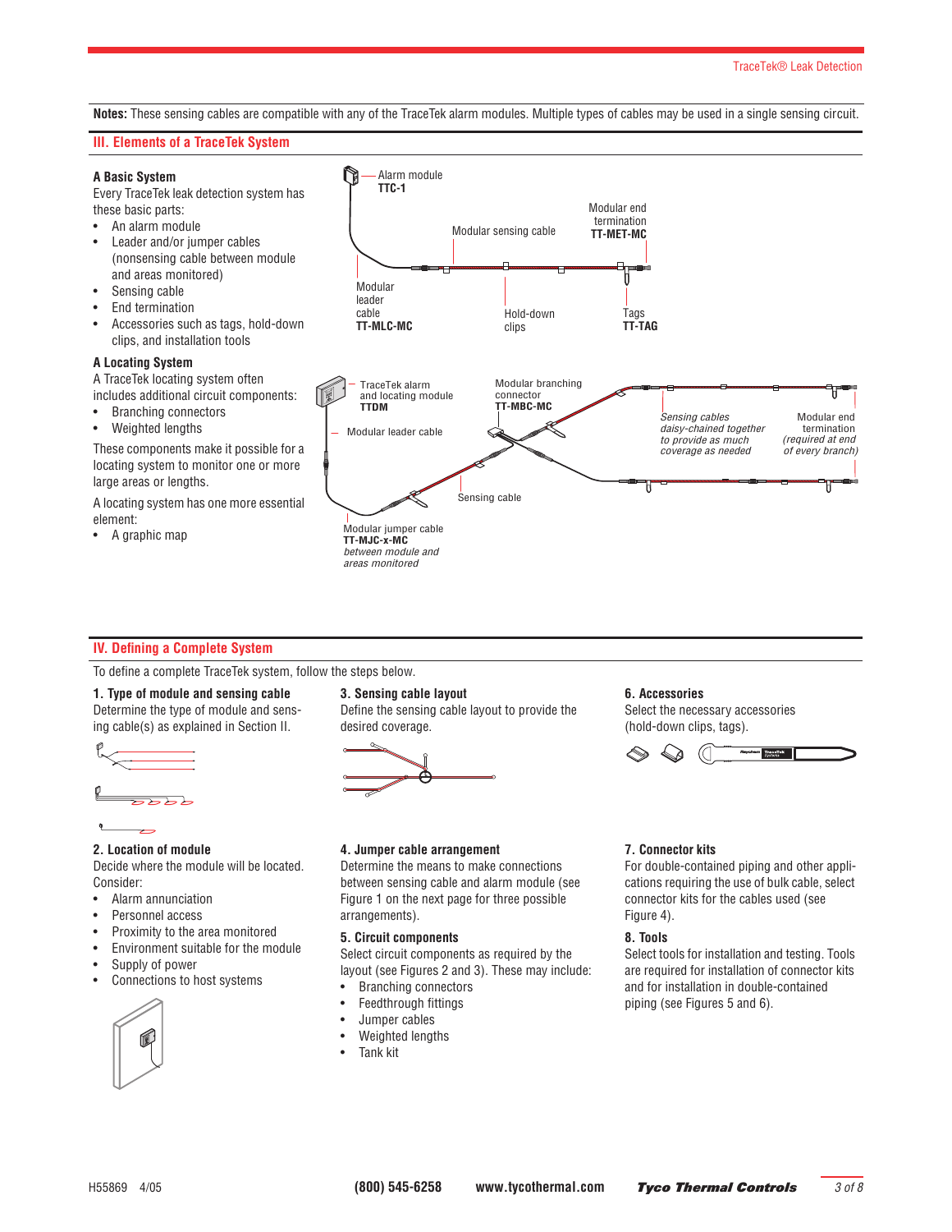**Notes:** These sensing cables are compatible with any of the TraceTek alarm modules. Multiple types of cables may be used in a single sensing circuit.

## III. Elements of a TraceTek System

### A Basic System

Every TraceTek leak detection system has these basic parts:

- An alarm module
- Leader and/or jumper cables (nonsensing cable between module and areas monitored)
- Sensing cable
- End termination
- Accessories such as tags, hold-down clips, and installation tools

Alarm module **TTC-1**

Modular sensing cable

Modular end termination **TT-MET-MC**

Modular leader cable **TT-MLC-MC**

Hold-down clips

Tags **TT-TAG**

### A Locating System

A TraceTek locating system often includes additional circuit components:

- Branching connectors
- Weighted lengths

These components make it possible for a locating system to monitor one or more large areas or lengths.

A locating system has one more essential element:

- A graphic map

TraceTek alarm and locating module **TTDM**

Modular leader cable

Modular branching connector **TT-MBC-MC**

*Sensing cables daisy-chained together to provide as much coverage as needed*

Modular end termination *(required at end of every branch)*

Sensing cable

Modular jumper cable **TT-MJC-x-MC** *between module and areas monitored*

## IV. Defining a Complete System

To define a complete TraceTek system, follow the steps below.

### 1. Type of module and sensing cable

Determine the type of module and sensing cable(s) as explained in Section II.

### 2. Location of module

Decide where the module will be located. Consider:

- Alarm annunciation
- Personnel access
- Proximity to the area monitored
- Environment suitable for the module
- Supply of power
- Connections to host systems

### 3. Sensing cable layout

Define the sensing cable layout to provide the desired coverage.

### 4. Jumper cable arrangement

Determine the means to make connections between sensing cable and alarm module (see Figure 1 on the next page for three possible arrangements).

### 5. Circuit components

Select circuit components as required by the layout (see Figures 2 and 3). These may include:

- Branching connectors
- Feedthrough fittings
- Jumper cables
- Weighted lengths
- Tank kit

### 6. Accessories

Select the necessary accessories (hold-down clips, tags).

### 7. Connector kits

For double-contained piping and other applications requiring the use of bulk cable, select connector kits for the cables used (see Figure 4).

### 8. Tools

Select tools for installation and testing. Tools are required for installation of connector kits and for installation in double-contained piping (see Figures 5 and 6).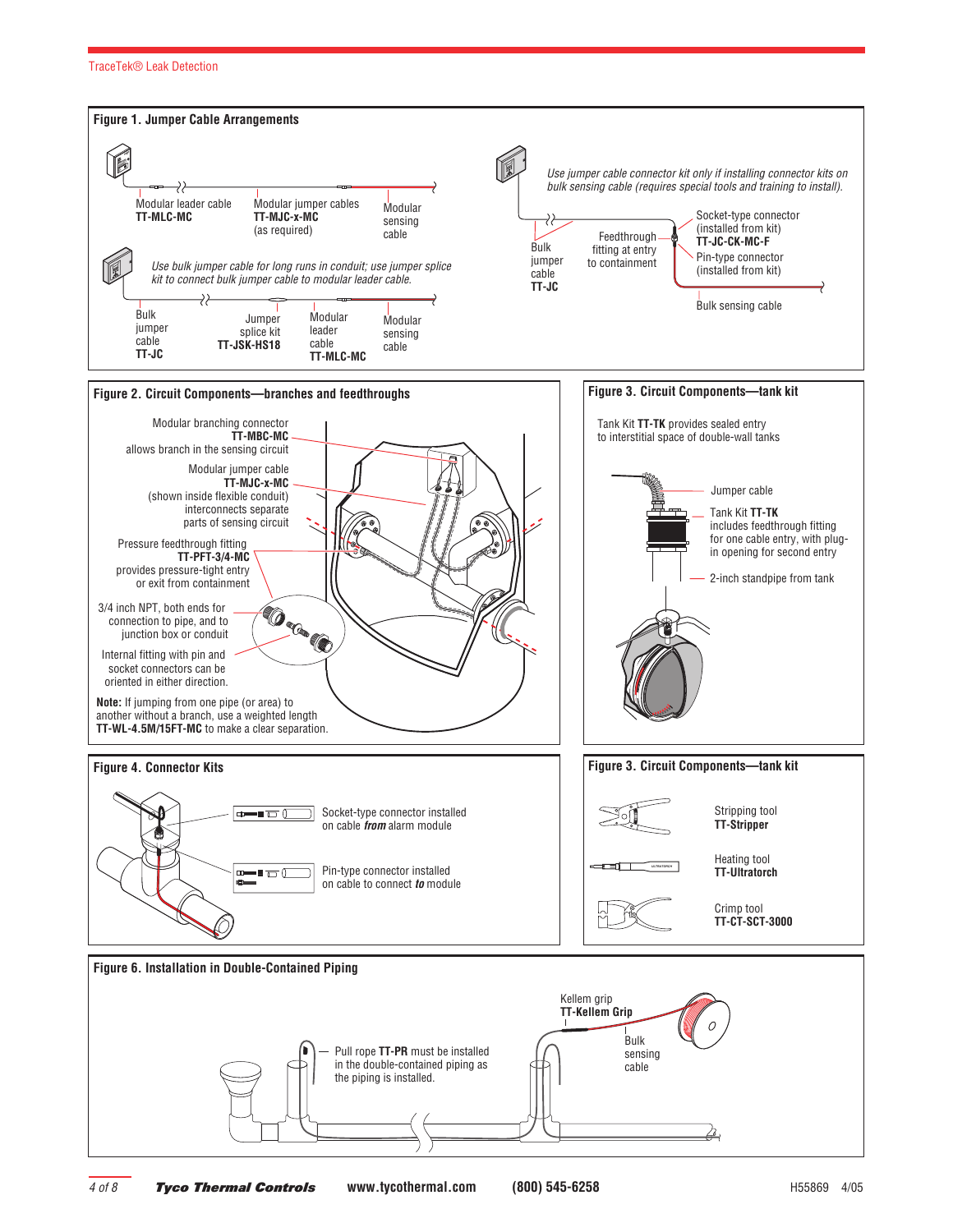TraceTek® Leak Detection

## Figure 1. Jumper Cable Arrangements

Modular leader cable
**TT-MLC-MC**

Modular jumper cables
**TT-MJC-x-MC**
(as required)

Modular sensing cable

*Use bulk jumper cable for long runs in conduit; use jumper splice kit to connect bulk jumper cable to modular leader cable.*

Bulk jumper cable
**TT-JC**

Jumper splice kit
**TT-JSK-HS18**

Modular leader cable
**TT-MLC-MC**

Modular sensing cable

*Use jumper cable connector kit only if installing connector kits on bulk sensing cable (requires special tools and training to install).*

Bulk jumper cable
**TT-JC**

Feedthrough fitting at entry to containment

Socket-type connector (installed from kit)
**TT-JC-CK-MC-F**

Pin-type connector (installed from kit)

Bulk sensing cable

## Figure 2. Circuit Components—branches and feedthroughs

Modular branching connector
**TT-MBC-MC**
allows branch in the sensing circuit

Modular jumper cable
**TT-MJC-x-MC**
(shown inside flexible conduit) interconnects separate parts of sensing circuit

Pressure feedthrough fitting
**TT-PFT-3/4-MC**
provides pressure-tight entry or exit from containment

3/4 inch NPT, both ends for connection to pipe, and to junction box or conduit

Internal fitting with pin and socket connectors can be oriented in either direction.

**Note:** If jumping from one pipe (or area) to another without a branch, use a weighted length **TT-WL-4.5M/15FT-MC** to make a clear separation.

## Figure 3. Circuit Components—tank kit

Tank Kit **TT-TK** provides sealed entry to interstitial space of double-wall tanks

Jumper cable

Tank Kit **TT-TK** includes feedthrough fitting for one cable entry, with plug-in opening for second entry

2-inch standpipe from tank

## Figure 4. Connector Kits

Socket-type connector installed on cable ***from*** alarm module

Pin-type connector installed on cable to connect ***to*** module

## Figure 3. Circuit Components—tank kit

Stripping tool
**TT-Stripper**

Heating tool
**TT-Ultratorch**

Crimp tool
**TT-CT-SCT-3000**

## Figure 6. Installation in Double-Contained Piping

Kellem grip
**TT-Kellem Grip**

Bulk sensing cable

Pull rope **TT-PR** must be installed in the double-contained piping as the piping is installed.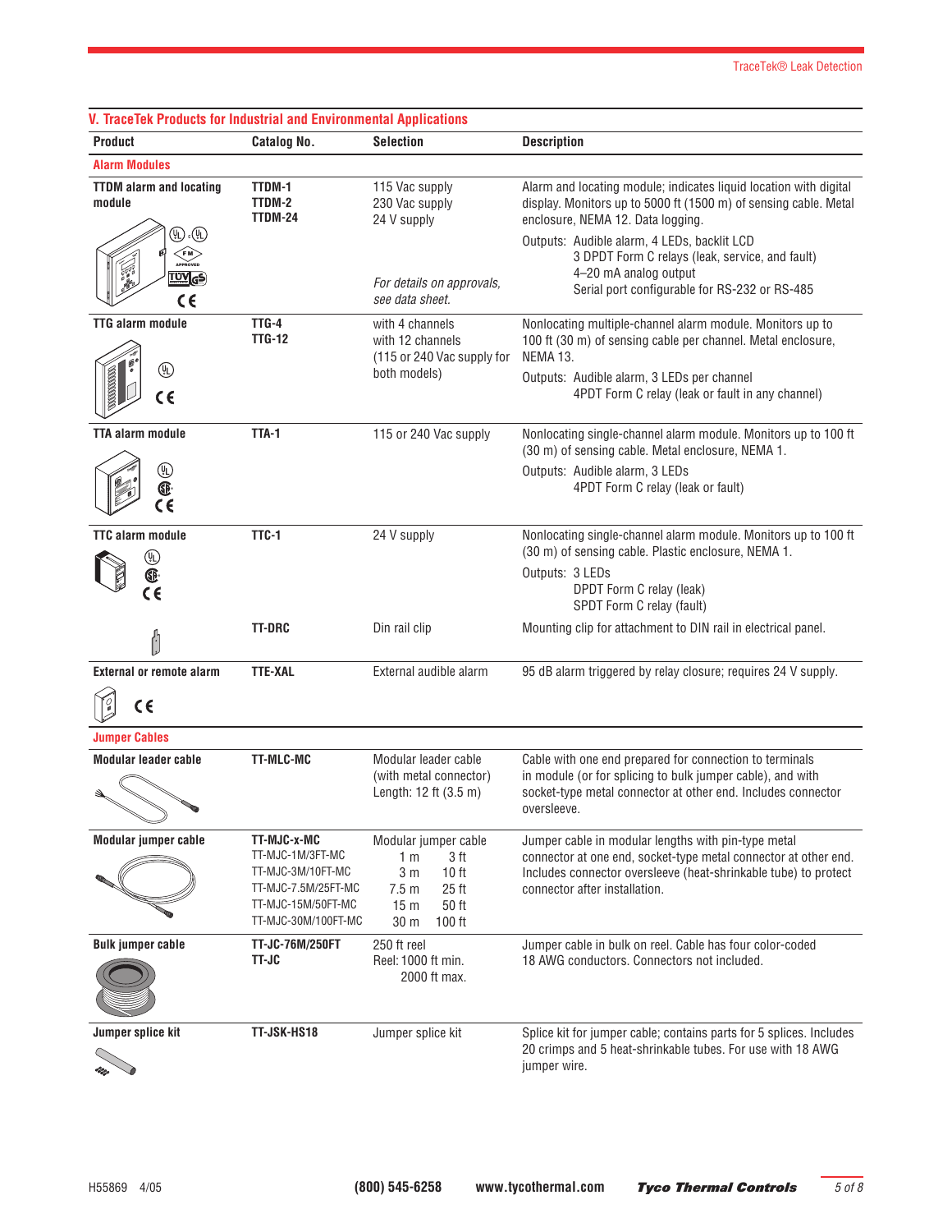## V. TraceTek Products for Industrial and Environmental Applications

| Product | Catalog No. | Selection | Description |
|---|---|---|---|
| **Alarm Modules** | | | |
| **TTDM alarm and locating module** | **TTDM-1**<br>**TTDM-2**<br>**TTDM-24** | 115 Vac supply<br>230 Vac supply<br>24 V supply<br><br>*For details on approvals, see data sheet.* | Alarm and locating module; indicates liquid location with digital display. Monitors up to 5000 ft (1500 m) of sensing cable. Metal enclosure, NEMA 12. Data logging.<br>Outputs: Audible alarm, 4 LEDs, backlit LCD<br>3 DPDT Form C relays (leak, service, and fault)<br>4–20 mA analog output<br>Serial port configurable for RS-232 or RS-485 |
| **TTG alarm module** | **TTG-4**<br>**TTG-12** | with 4 channels<br>with 12 channels<br>(115 or 240 Vac supply for both models) | Nonlocating multiple-channel alarm module. Monitors up to 100 ft (30 m) of sensing cable per channel. Metal enclosure, NEMA 13.<br>Outputs: Audible alarm, 3 LEDs per channel<br>4PDT Form C relay (leak or fault in any channel) |
| **TTA alarm module** | **TTA-1** | 115 or 240 Vac supply | Nonlocating single-channel alarm module. Monitors up to 100 ft (30 m) of sensing cable. Metal enclosure, NEMA 1.<br>Outputs: Audible alarm, 3 LEDs<br>4PDT Form C relay (leak or fault) |
| **TTC alarm module** | **TTC-1** | 24 V supply | Nonlocating single-channel alarm module. Monitors up to 100 ft (30 m) of sensing cable. Plastic enclosure, NEMA 1.<br>Outputs: 3 LEDs<br>DPDT Form C relay (leak)<br>SPDT Form C relay (fault) |
| | **TT-DRC** | Din rail clip | Mounting clip for attachment to DIN rail in electrical panel. |
| **External or remote alarm** | **TTE-XAL** | External audible alarm | 95 dB alarm triggered by relay closure; requires 24 V supply. |
| **Jumper Cables** | | | |
| **Modular leader cable** | **TT-MLC-MC** | Modular leader cable (with metal connector)<br>Length: 12 ft (3.5 m) | Cable with one end prepared for connection to terminals in module (or for splicing to bulk jumper cable), and with socket-type metal connector at other end. Includes connector oversleeve. |
| **Modular jumper cable** | **TT-MJC-x-MC**<br>TT-MJC-1M/3FT-MC<br>TT-MJC-3M/10FT-MC<br>TT-MJC-7.5M/25FT-MC<br>TT-MJC-15M/50FT-MC<br>TT-MJC-30M/100FT-MC | Modular jumper cable<br>1 m 3 ft<br>3 m 10 ft<br>7.5 m 25 ft<br>15 m 50 ft<br>30 m 100 ft | Jumper cable in modular lengths with pin-type metal connector at one end, socket-type metal connector at other end. Includes connector oversleeve (heat-shrinkable tube) to protect connector after installation. |
| **Bulk jumper cable** | **TT-JC-76M/250FT**<br>**TT-JC** | 250 ft reel<br>Reel: 1000 ft min.<br>2000 ft max. | Jumper cable in bulk on reel. Cable has four color-coded 18 AWG conductors. Connectors not included. |
| **Jumper splice kit** | **TT-JSK-HS18** | Jumper splice kit | Splice kit for jumper cable; contains parts for 5 splices. Includes 20 crimps and 5 heat-shrinkable tubes. For use with 18 AWG jumper wire. |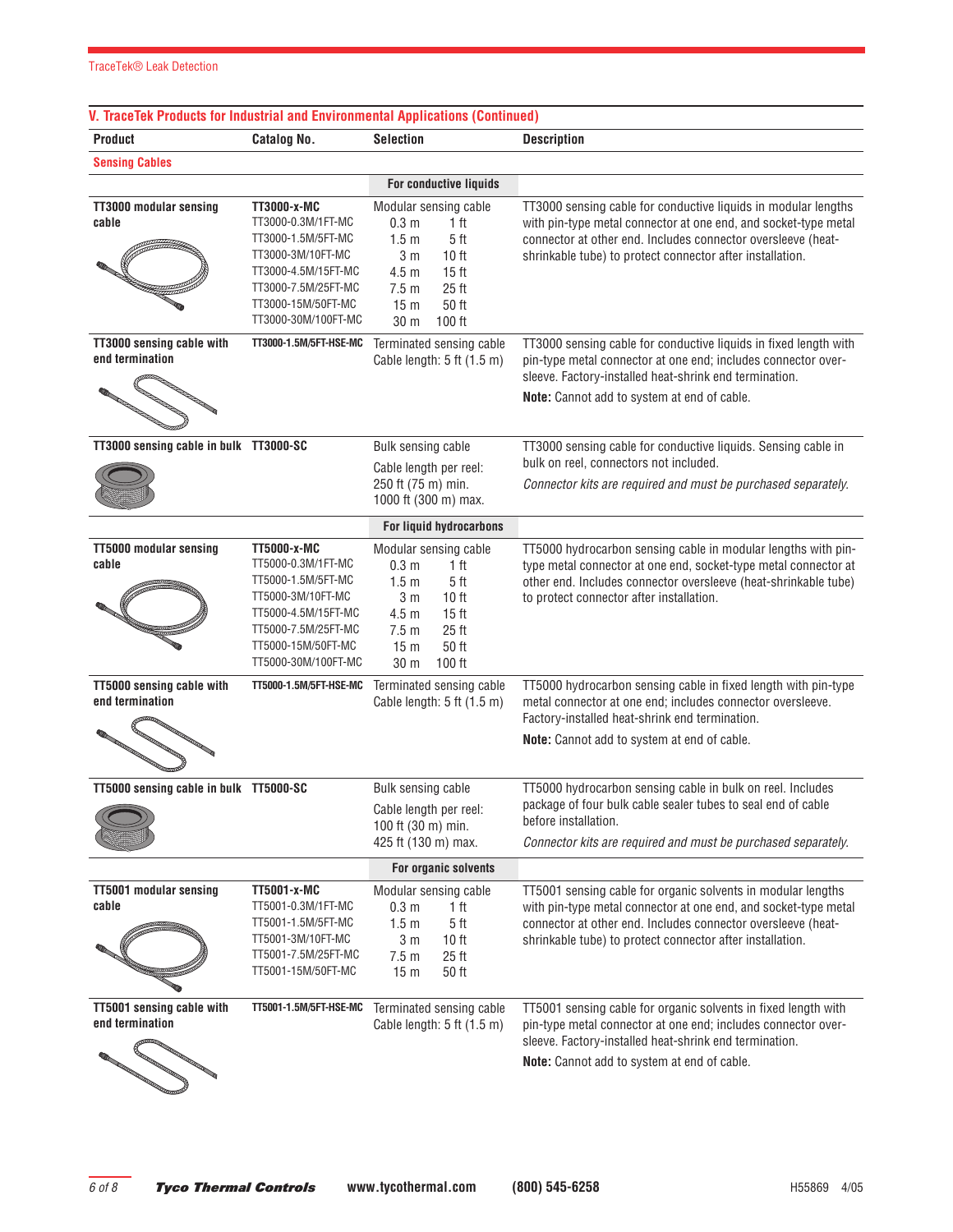## V. TraceTek Products for Industrial and Environmental Applications (Continued)

| Product | Catalog No. | Selection | Description |
|---|---|---|---|
| **Sensing Cables** | | | |
| | | **For conductive liquids** | |
| **TT3000 modular sensing cable** | **TT3000-x-MC**<br>TT3000-0.3M/1FT-MC<br>TT3000-1.5M/5FT-MC<br>TT3000-3M/10FT-MC<br>TT3000-4.5M/15FT-MC<br>TT3000-7.5M/25FT-MC<br>TT3000-15M/50FT-MC<br>TT3000-30M/100FT-MC | Modular sensing cable<br>0.3 m 1 ft<br>1.5 m 5 ft<br>3 m 10 ft<br>4.5 m 15 ft<br>7.5 m 25 ft<br>15 m 50 ft<br>30 m 100 ft | TT3000 sensing cable for conductive liquids in modular lengths with pin-type metal connector at one end, and socket-type metal connector at other end. Includes connector oversleeve (heat-shrinkable tube) to protect connector after installation. |
| **TT3000 sensing cable with end termination** | **TT3000-1.5M/5FT-HSE-MC** | Terminated sensing cable<br>Cable length: 5 ft (1.5 m) | TT3000 sensing cable for conductive liquids in fixed length with pin-type metal connector at one end; includes connector over-sleeve. Factory-installed heat-shrink end termination.<br>**Note:** Cannot add to system at end of cable. |
| **TT3000 sensing cable in bulk** | **TT3000-SC** | Bulk sensing cable<br>Cable length per reel:<br>250 ft (75 m) min.<br>1000 ft (300 m) max. | TT3000 sensing cable for conductive liquids. Sensing cable in bulk on reel, connectors not included.<br>*Connector kits are required and must be purchased separately.* |
| | | **For liquid hydrocarbons** | |
| **TT5000 modular sensing cable** | **TT5000-x-MC**<br>TT5000-0.3M/1FT-MC<br>TT5000-1.5M/5FT-MC<br>TT5000-3M/10FT-MC<br>TT5000-4.5M/15FT-MC<br>TT5000-7.5M/25FT-MC<br>TT5000-15M/50FT-MC<br>TT5000-30M/100FT-MC | Modular sensing cable<br>0.3 m 1 ft<br>1.5 m 5 ft<br>3 m 10 ft<br>4.5 m 15 ft<br>7.5 m 25 ft<br>15 m 50 ft<br>30 m 100 ft | TT5000 hydrocarbon sensing cable in modular lengths with pin-type metal connector at one end, socket-type metal connector at other end. Includes connector oversleeve (heat-shrinkable tube) to protect connector after installation. |
| **TT5000 sensing cable with end termination** | **TT5000-1.5M/5FT-HSE-MC** | Terminated sensing cable<br>Cable length: 5 ft (1.5 m) | TT5000 hydrocarbon sensing cable in fixed length with pin-type metal connector at one end; includes connector oversleeve. Factory-installed heat-shrink end termination.<br>**Note:** Cannot add to system at end of cable. |
| **TT5000 sensing cable in bulk** | **TT5000-SC** | Bulk sensing cable<br>Cable length per reel:<br>100 ft (30 m) min.<br>425 ft (130 m) max. | TT5000 hydrocarbon sensing cable in bulk on reel. Includes package of four bulk cable sealer tubes to seal end of cable before installation.<br>*Connector kits are required and must be purchased separately.* |
| | | **For organic solvents** | |
| **TT5001 modular sensing cable** | **TT5001-x-MC**<br>TT5001-0.3M/1FT-MC<br>TT5001-1.5M/5FT-MC<br>TT5001-3M/10FT-MC<br>TT5001-7.5M/25FT-MC<br>TT5001-15M/50FT-MC | Modular sensing cable<br>0.3 m 1 ft<br>1.5 m 5 ft<br>3 m 10 ft<br>7.5 m 25 ft<br>15 m 50 ft | TT5001 sensing cable for organic solvents in modular lengths with pin-type metal connector at one end, and socket-type metal connector at other end. Includes connector oversleeve (heat-shrinkable tube) to protect connector after installation. |
| **TT5001 sensing cable with end termination** | **TT5001-1.5M/5FT-HSE-MC** | Terminated sensing cable<br>Cable length: 5 ft (1.5 m) | TT5001 sensing cable for organic solvents in fixed length with pin-type metal connector at one end; includes connector over-sleeve. Factory-installed heat-shrink end termination.<br>**Note:** Cannot add to system at end of cable. |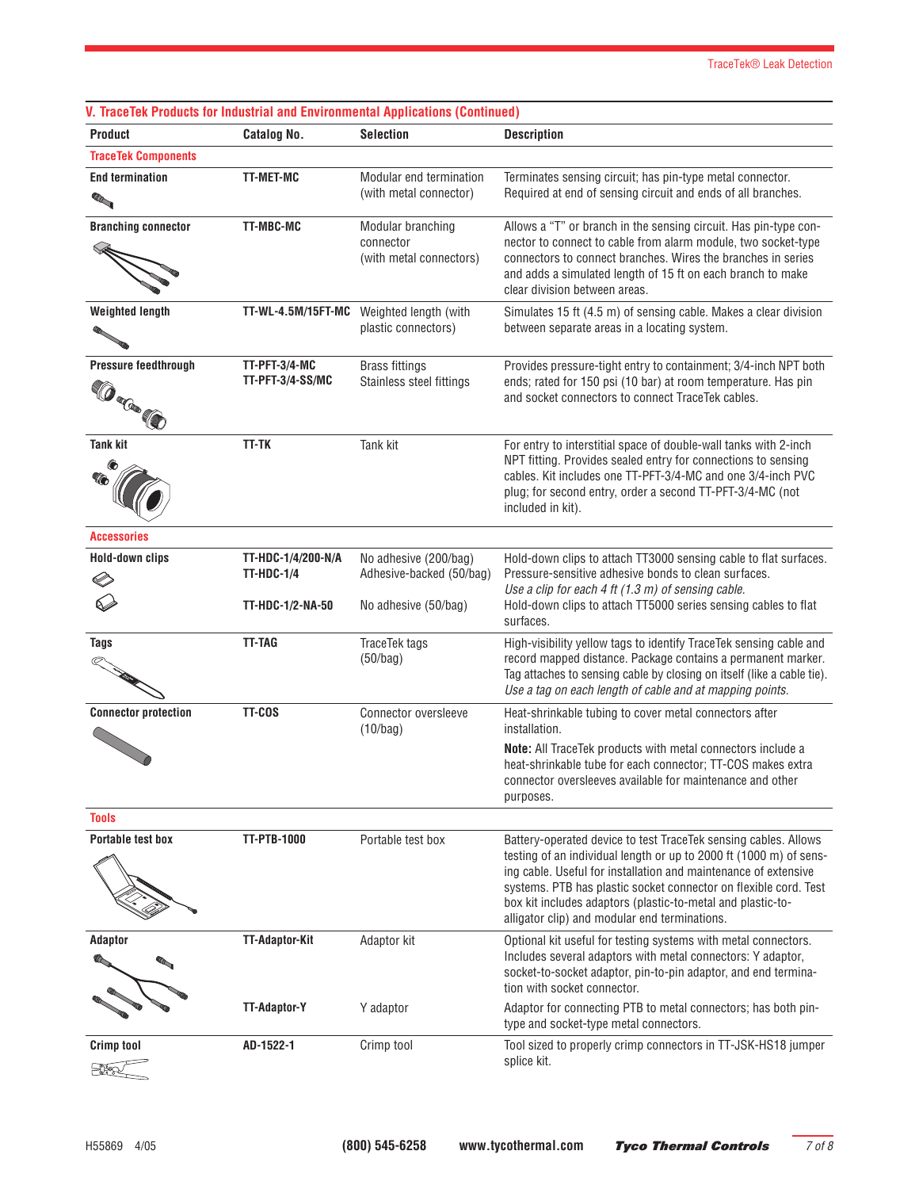## V. TraceTek Products for Industrial and Environmental Applications (Continued)

| Product | Catalog No. | Selection | Description |
|---|---|---|---|
| **TraceTek Components** | | | |
| **End termination** | **TT-MET-MC** | Modular end termination (with metal connector) | Terminates sensing circuit; has pin-type metal connector. Required at end of sensing circuit and ends of all branches. |
| **Branching connector** | **TT-MBC-MC** | Modular branching connector (with metal connectors) | Allows a "T" or branch in the sensing circuit. Has pin-type connector to connect to cable from alarm module, two socket-type connectors to connect branches. Wires the branches in series and adds a simulated length of 15 ft on each branch to make clear division between areas. |
| **Weighted length** | **TT-WL-4.5M/15FT-MC** | Weighted length (with plastic connectors) | Simulates 15 ft (4.5 m) of sensing cable. Makes a clear division between separate areas in a locating system. |
| **Pressure feedthrough** | **TT-PFT-3/4-MC**<br>**TT-PFT-3/4-SS/MC** | Brass fittings<br>Stainless steel fittings | Provides pressure-tight entry to containment; 3/4-inch NPT both ends; rated for 150 psi (10 bar) at room temperature. Has pin and socket connectors to connect TraceTek cables. |
| **Tank kit** | **TT-TK** | Tank kit | For entry to interstitial space of double-wall tanks with 2-inch NPT fitting. Provides sealed entry for connections to sensing cables. Kit includes one TT-PFT-3/4-MC and one 3/4-inch PVC plug; for second entry, order a second TT-PFT-3/4-MC (not included in kit). |
| **Accessories** | | | |
| **Hold-down clips** | **TT-HDC-1/4/200-N/A**<br>**TT-HDC-1/4** | No adhesive (200/bag)<br>Adhesive-backed (50/bag) | Hold-down clips to attach TT3000 sensing cable to flat surfaces. Pressure-sensitive adhesive bonds to clean surfaces. *Use a clip for each 4 ft (1.3 m) of sensing cable.* |
| | **TT-HDC-1/2-NA-50** | No adhesive (50/bag) | Hold-down clips to attach TT5000 series sensing cables to flat surfaces. |
| **Tags** | **TT-TAG** | TraceTek tags (50/bag) | High-visibility yellow tags to identify TraceTek sensing cable and record mapped distance. Package contains a permanent marker. Tag attaches to sensing cable by closing on itself (like a cable tie). *Use a tag on each length of cable and at mapping points.* |
| **Connector protection** | **TT-COS** | Connector oversleeve (10/bag) | Heat-shrinkable tubing to cover metal connectors after installation.<br>**Note:** All TraceTek products with metal connectors include a heat-shrinkable tube for each connector; TT-COS makes extra connector oversleeves available for maintenance and other purposes. |
| **Tools** | | | |
| **Portable test box** | **TT-PTB-1000** | Portable test box | Battery-operated device to test TraceTek sensing cables. Allows testing of an individual length or up to 2000 ft (1000 m) of sensing cable. Useful for installation and maintenance of extensive systems. PTB has plastic socket connector on flexible cord. Test box kit includes adaptors (plastic-to-metal and plastic-to-alligator clip) and modular end terminations. |
| **Adaptor** | **TT-Adaptor-Kit** | Adaptor kit | Optional kit useful for testing systems with metal connectors. Includes several adaptors with metal connectors: Y adaptor, socket-to-socket adaptor, pin-to-pin adaptor, and end termination with socket connector. |
| | **TT-Adaptor-Y** | Y adaptor | Adaptor for connecting PTB to metal connectors; has both pin-type and socket-type metal connectors. |
| **Crimp tool** | **AD-1522-1** | Crimp tool | Tool sized to properly crimp connectors in TT-JSK-HS18 jumper splice kit. |

H55869 4/05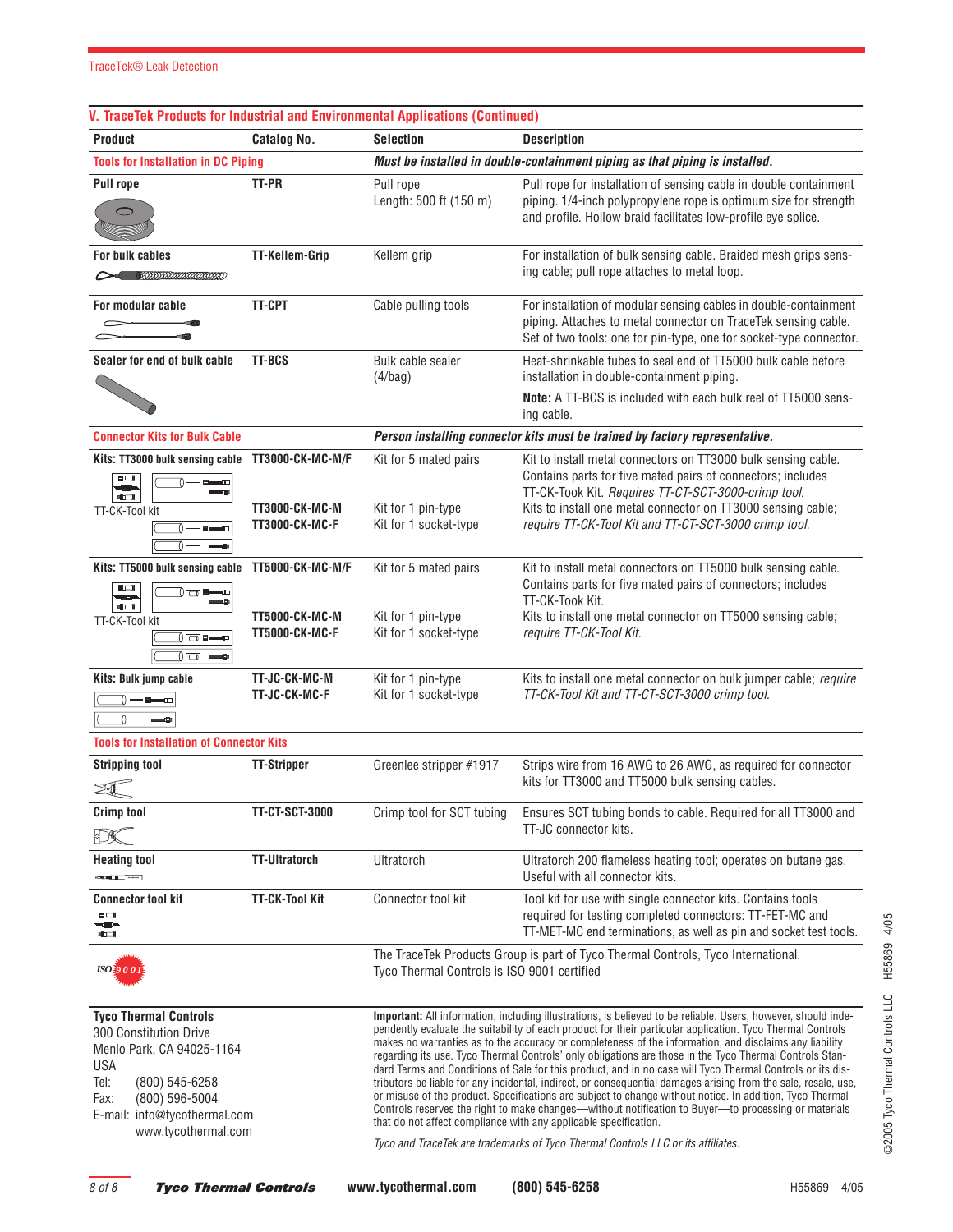## V. TraceTek Products for Industrial and Environmental Applications (Continued)

| Product | Catalog No. | Selection | Description |
|---|---|---|---|
| **Tools for Installation in DC Piping** | | ***Must be installed in double-containment piping as that piping is installed.*** | |
| **Pull rope** | **TT-PR** | Pull rope<br>Length: 500 ft (150 m) | Pull rope for installation of sensing cable in double containment piping. 1/4-inch polypropylene rope is optimum size for strength and profile. Hollow braid facilitates low-profile eye splice. |
| **For bulk cables** | **TT-Kellem-Grip** | Kellem grip | For installation of bulk sensing cable. Braided mesh grips sensing cable; pull rope attaches to metal loop. |
| **For modular cable** | **TT-CPT** | Cable pulling tools | For installation of modular sensing cables in double-containment piping. Attaches to metal connector on TraceTek sensing cable. Set of two tools: one for pin-type, one for socket-type connector. |
| **Sealer for end of bulk cable** | **TT-BCS** | Bulk cable sealer<br>(4/bag) | Heat-shrinkable tubes to seal end of TT5000 bulk cable before installation in double-containment piping.<br>**Note:** A TT-BCS is included with each bulk reel of TT5000 sensing cable. |
| **Connector Kits for Bulk Cable** | | ***Person installing connector kits must be trained by factory representative.*** | |
| **Kits: TT3000 bulk sensing cable**<br>TT-CK-Tool kit | **TT3000-CK-MC-M/F** | Kit for 5 mated pairs | Kit to install metal connectors on TT3000 bulk sensing cable. Contains parts for five mated pairs of connectors; includes TT-CK-Took Kit. *Requires TT-CT-SCT-3000-crimp tool.* |
| | **TT3000-CK-MC-M**<br>**TT3000-CK-MC-F** | Kit for 1 pin-type<br>Kit for 1 socket-type | Kits to install one metal connector on TT3000 sensing cable; *require TT-CK-Tool Kit and TT-CT-SCT-3000 crimp tool.* |
| **Kits: TT5000 bulk sensing cable**<br>TT-CK-Tool kit | **TT5000-CK-MC-M/F** | Kit for 5 mated pairs | Kit to install metal connectors on TT5000 bulk sensing cable. Contains parts for five mated pairs of connectors; includes TT-CK-Took Kit. |
| | **TT5000-CK-MC-M**<br>**TT5000-CK-MC-F** | Kit for 1 pin-type<br>Kit for 1 socket-type | Kits to install one metal connector on TT5000 sensing cable; *require TT-CK-Tool Kit.* |
| **Kits: Bulk jump cable** | **TT-JC-CK-MC-M**<br>**TT-JC-CK-MC-F** | Kit for 1 pin-type<br>Kit for 1 socket-type | Kits to install one metal connector on bulk jumper cable; *require TT-CK-Tool Kit and TT-CT-SCT-3000 crimp tool.* |
| **Tools for Installation of Connector Kits** | | | |
| **Stripping tool** | **TT-Stripper** | Greenlee stripper #1917 | Strips wire from 16 AWG to 26 AWG, as required for connector kits for TT3000 and TT5000 bulk sensing cables. |
| **Crimp tool** | **TT-CT-SCT-3000** | Crimp tool for SCT tubing | Ensures SCT tubing bonds to cable. Required for all TT3000 and TT-JC connector kits. |
| **Heating tool** | **TT-Ultratorch** | Ultratorch | Ultratorch 200 flameless heating tool; operates on butane gas. Useful with all connector kits. |
| **Connector tool kit** | **TT-CK-Tool Kit** | Connector tool kit | Tool kit for use with single connector kits. Contains tools required for testing completed connectors: TT-FET-MC and TT-MET-MC end terminations, as well as pin and socket test tools. |

ISO 9001

The TraceTek Products Group is part of Tyco Thermal Controls, Tyco International. Tyco Thermal Controls is ISO 9001 certified

**Tyco Thermal Controls**
300 Constitution Drive
Menlo Park, CA 94025-1164
USA
Tel: (800) 545-6258
Fax: (800) 596-5004
E-mail: info@tycothermal.com
www.tycothermal.com

**Important:** All information, including illustrations, is believed to be reliable. Users, however, should independently evaluate the suitability of each product for their particular application. Tyco Thermal Controls makes no warranties as to the accuracy or completeness of the information, and disclaims any liability regarding its use. Tyco Thermal Controls' only obligations are those in the Tyco Thermal Controls Standard Terms and Conditions of Sale for this product, and in no case will Tyco Thermal Controls or its distributors be liable for any incidental, indirect, or consequential damages arising from the sale, resale, use, or misuse of the product. Specifications are subject to change without notice. In addition, Tyco Thermal Controls reserves the right to make changes—without notification to Buyer—to processing or materials that do not affect compliance with any applicable specification.

*Tyco and TraceTek are trademarks of Tyco Thermal Controls LLC or its affiliates.*

©2005 Tyco Thermal Controls LLC H55869 4/05